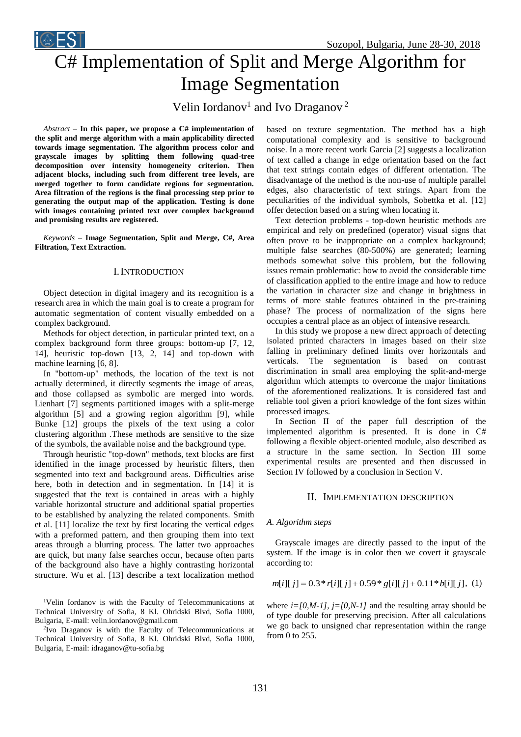# C# Implementation of Split and Merge Algorithm for Image Segmentation

Velin Iordanov[1] and Ivo Draganov[2]

*Abstract* – **In this paper, we propose a C# implementation of the split and merge algorithm with a main applicability directed towards image segmentation. The algorithm process color and grayscale images by splitting them following quad-tree decomposition over intensity homogeneity criterion. Then adjacent blocks, including such from different tree levels, are merged together to form candidate regions for segmentation. Area filtration of the regions is the final processing step prior to generating the output map of the application. Testing is done with images containing printed text over complex background and promising results are registered.**

*Keywords* – **Image Segmentation, Split and Merge, C#, Area Filtration, Text Extraction.**

## I. Introduction

Object detection in digital imagery and its recognition is a research area in which the main goal is to create a program for automatic segmentation of content visually embedded on a complex background.

Methods for object detection, in particular printed text, on a complex background form three groups: bottom-up [7, 12, 14], heuristic top-down [13, 2, 14] and top-down with machine learning [6, 8].

In "bottom-up" methods, the location of the text is not actually determined, it directly segments the image of areas, and those collapsed as symbolic are merged into words. Lienhart [7] segments partitioned images with a split-merge algorithm [5] and a growing region algorithm [9], while Bunke [12] groups the pixels of the text using a color clustering algorithm .These methods are sensitive to the size of the symbols, the available noise and the background type.

Through heuristic "top-down" methods, text blocks are first identified in the image processed by heuristic filters, then segmented into text and background areas. Difficulties arise here, both in detection and in segmentation. In [14] it is suggested that the text is contained in areas with a highly variable horizontal structure and additional spatial properties to be established by analyzing the related components. Smith et al. [11] localize the text by first locating the vertical edges with a preformed pattern, and then grouping them into text areas through a blurring process. The latter two approaches are quick, but many false searches occur, because often parts of the background also have a highly contrasting horizontal structure. Wu et al. [13] describe a text localization method based on texture segmentation. The method has a high computational complexity and is sensitive to background noise. In a more recent work Garcia [2] suggests a localization of text called a change in edge orientation based on the fact that text strings contain edges of different orientation. The disadvantage of the method is the non-use of multiple parallel edges, also characteristic of text strings. Apart from the peculiarities of the individual symbols, Sobettka et al. [12] offer detection based on a string when locating it.

Text detection problems - top-down heuristic methods are empirical and rely on predefined (operator) visual signs that often prove to be inappropriate on a complex background; multiple false searches (80-500%) are generated; learning methods somewhat solve this problem, but the following issues remain problematic: how to avoid the considerable time of classification applied to the entire image and how to reduce the variation in character size and change in brightness in terms of more stable features obtained in the pre-training phase? The process of normalization of the signs here occupies a central place as an object of intensive research.

In this study we propose a new direct approach of detecting isolated printed characters in images based on their size falling in preliminary defined limits over horizontals and verticals. The segmentation is based on contrast discrimination in small area employing the split-and-merge algorithm which attempts to overcome the major limitations of the aforementioned realizations. It is considered fast and reliable tool given a priori knowledge of the font sizes within processed images.

In Section II of the paper full description of the implemented algorithm is presented. It is done in C# following a flexible object-oriented module, also described as a structure in the same section. In Section III some experimental results are presented and then discussed in Section IV followed by a conclusion in Section V.

## II. Implementation Description

### *A. Algorithm steps*

Grayscale images are directly passed to the input of the system. If the image is in color then we covert it grayscale according to:

$$m[i][j] = 0.3 * r[i][j] + 0.59 * g[i][j] + 0.11 * b[i][j], \quad (1)$$

where $i=[0,M-1]$, $j=[0,N-1]$ and the resulting array should be of type double for preserving precision. After all calculations we go back to unsigned char representation within the range from 0 to 255.

[1]Velin Iordanov is with the Faculty of Telecommunications at Technical University of Sofia, 8 Kl. Ohridski Blvd, Sofia 1000, Bulgaria, E-mail: velin.iordanov@gmail.com

[2]Ivo Draganov is with the Faculty of Telecommunications at Technical University of Sofia, 8 Kl. Ohridski Blvd, Sofia 1000, Bulgaria, E-mail: idraganov@tu-sofia.bg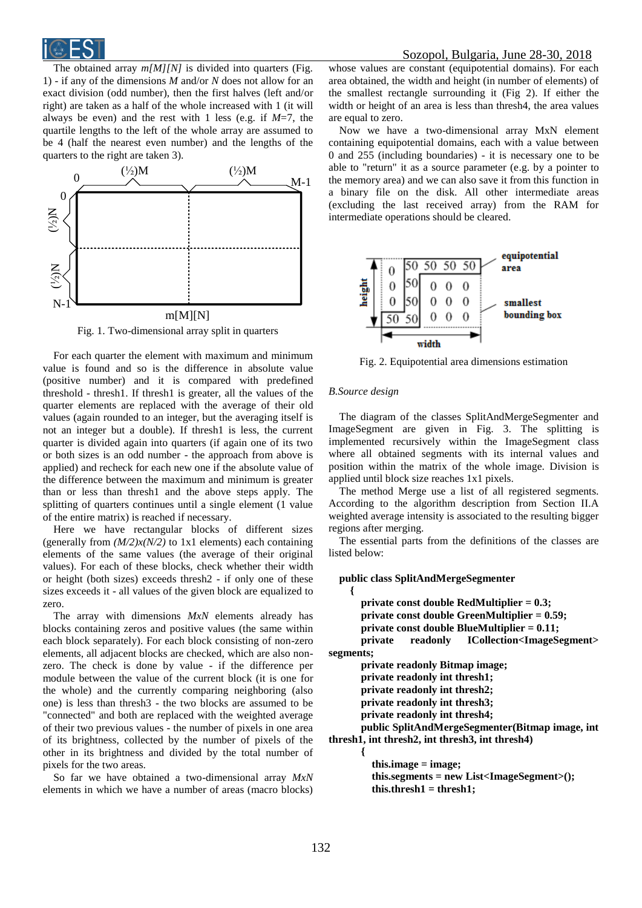The obtained array *m[M][N]* is divided into quarters (Fig. 1) - if any of the dimensions *M* and/or *N* does not allow for an exact division (odd number), then the first halves (left and/or right) are taken as a half of the whole increased with 1 (it will always be even) and the rest with 1 less (e.g. if *M*=7, the quartile lengths to the left of the whole array are assumed to be 4 (half the nearest even number) and the lengths of the quarters to the right are taken 3).

Fig. 1. Two-dimensional array split in quarters

For each quarter the element with maximum and minimum value is found and so is the difference in absolute value (positive number) and it is compared with predefined threshold - thresh1. If thresh1 is greater, all the values of the quarter elements are replaced with the average of their old values (again rounded to an integer, but the averaging itself is not an integer but a double). If thresh1 is less, the current quarter is divided again into quarters (if again one of its two or both sizes is an odd number - the approach from above is applied) and recheck for each new one if the absolute value of the difference between the maximum and minimum is greater than or less than thresh1 and the above steps apply. The splitting of quarters continues until a single element (1 value of the entire matrix) is reached if necessary.

Here we have rectangular blocks of different sizes (generally from *(M/2)x(N/2)* to 1x1 elements) each containing elements of the same values (the average of their original values). For each of these blocks, check whether their width or height (both sizes) exceeds thresh2 - if only one of these sizes exceeds it - all values of the given block are equalized to zero.

The array with dimensions *MxN* elements already has blocks containing zeros and positive values (the same within each block separately). For each block consisting of non-zero elements, all adjacent blocks are checked, which are also non-zero. The check is done by value - if the difference per module between the value of the current block (it is one for the whole) and the currently comparing neighboring (also one) is less than thresh3 - the two blocks are assumed to be "connected" and both are replaced with the weighted average of their two previous values - the number of pixels in one area of its brightness, collected by the number of pixels of the other in its brightness and divided by the total number of pixels for the two areas.

So far we have obtained a two-dimensional array *MxN* elements in which we have a number of areas (macro blocks) whose values are constant (equipotential domains). For each area obtained, the width and height (in number of elements) of the smallest rectangle surrounding it (Fig 2). If either the width or height of an area is less than thresh4, the area values are equal to zero.

Now we have a two-dimensional array MxN element containing equipotential domains, each with a value between 0 and 255 (including boundaries) - it is necessary one to be able to "return" it as a source parameter (e.g. by a pointer to the memory area) and we can also save it from this function in a binary file on the disk. All other intermediate areas (excluding the last received array) from the RAM for intermediate operations should be cleared.

Fig. 2. Equipotential area dimensions estimation

*B. Source design*

The diagram of the classes SplitAndMergeSegmenter and ImageSegment are given in Fig. 3. The splitting is implemented recursively within the ImageSegment class where all obtained segments with its internal values and position within the matrix of the whole image. Division is applied until block size reaches 1x1 pixels.

The method Merge use a list of all registered segments. According to the algorithm description from Section II.A weighted average intensity is associated to the resulting bigger regions after merging.

The essential parts from the definitions of the classes are listed below:

```
public class SplitAndMergeSegmenter
  {
    private const double RedMultiplier = 0.3;
    private const double GreenMultiplier = 0.59;
    private const double BlueMultiplier = 0.11;
    private readonly ICollection<ImageSegment> segments;
    private readonly Bitmap image;
    private readonly int thresh1;
    private readonly int thresh2;
    private readonly int thresh3;
    private readonly int thresh4;
    public SplitAndMergeSegmenter(Bitmap image, int thresh1, int thresh2, int thresh3, int thresh4)
    {
      this.image = image;
      this.segments = new List<ImageSegment>();
      this.thresh1 = thresh1;
```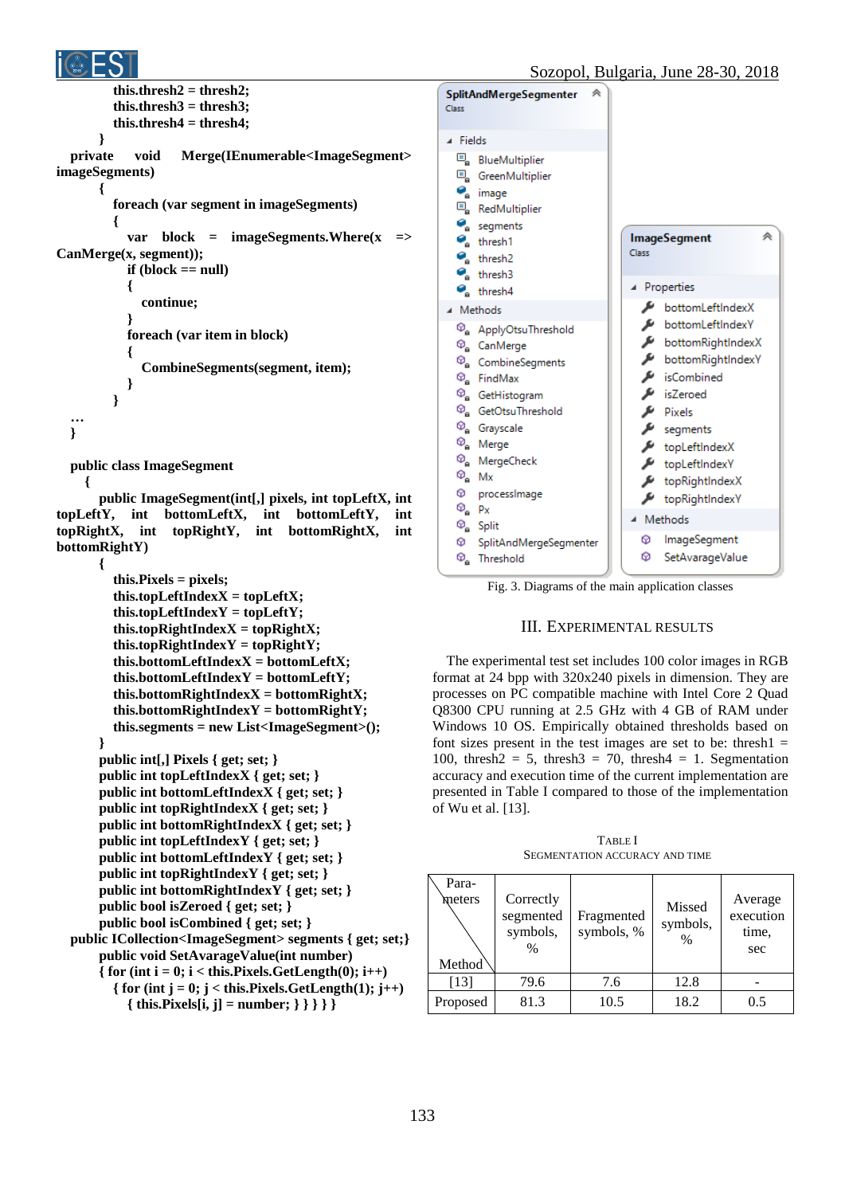```
            this.thresh2 = thresh2;
            this.thresh3 = thresh3;
            this.thresh4 = thresh4;
        }
    private void Merge(IEnumerable<ImageSegment> imageSegments)
        {
            foreach (var segment in imageSegments)
            {
                var block = imageSegments.Where(x => CanMerge(x, segment));
                if (block == null)
                {
                    continue;
                }
                foreach (var item in block)
                {
                    CombineSegments(segment, item);
                }
            }
    …
    }

    public class ImageSegment
      {
        public ImageSegment(int[,] pixels, int topLeftX, int topLeftY, int bottomLeftX, int bottomLeftY, int topRightX, int topRightY, int bottomRightX, int bottomRightY)
        {
            this.Pixels = pixels;
            this.topLeftIndexX = topLeftX;
            this.topLeftIndexY = topLeftY;
            this.topRightIndexX = topRightX;
            this.topRightIndexY = topRightY;
            this.bottomLeftIndexX = bottomLeftX;
            this.bottomLeftIndexY = bottomLeftY;
            this.bottomRightIndexX = bottomRightX;
            this.bottomRightIndexY = bottomRightY;
            this.segments = new List<ImageSegment>();
        }
        public int[,] Pixels { get; set; }
        public int topLeftIndexX { get; set; }
        public int bottomLeftIndexX { get; set; }
        public int topRightIndexX { get; set; }
        public int bottomRightIndexX { get; set; }
        public int topLeftIndexY { get; set; }
        public int bottomLeftIndexY { get; set; }
        public int topRightIndexY { get; set; }
        public int bottomRightIndexY { get; set; }
        public bool isZeroed { get; set; }
        public bool isCombined { get; set; }
    public ICollection<ImageSegment> segments { get; set;}
        public void SetAvarageValue(int number)
        { for (int i = 0; i < this.Pixels.GetLength(0); i++)
          { for (int j = 0; j < this.Pixels.GetLength(1); j++)
            { this.Pixels[i, j] = number; } } } } }
```

```
SplitAndMergeSegmenter
Class

Fields
  BlueMultiplier
  GreenMultiplier
  image
  RedMultiplier
  segments
  thresh1
  thresh2
  thresh3
  thresh4
Methods
  ApplyOtsuThreshold
  CanMerge
  CombineSegments
  FindMax
  GetHistogram
  GetOtsuThreshold
  Grayscale
  Merge
  MergeCheck
  Mx
  processImage
  Px
  Split
  SplitAndMergeSegmenter
  Threshold

ImageSegment
Class

Properties
  bottomLeftIndexX
  bottomLeftIndexY
  bottomRightIndexX
  bottomRightIndexY
  isCombined
  isZeroed
  Pixels
  segments
  topLeftIndexX
  topLeftIndexY
  topRightIndexX
  topRightIndexY
Methods
  ImageSegment
  SetAvarageValue
```

Fig. 3. Diagrams of the main application classes

## III. Experimental Results

The experimental test set includes 100 color images in RGB format at 24 bpp with 320x240 pixels in dimension. They are processes on PC compatible machine with Intel Core 2 Quad Q8300 CPU running at 2.5 GHz with 4 GB of RAM under Windows 10 OS. Empirically obtained thresholds based on font sizes present in the test images are set to be: thresh1 = 100, thresh2 = 5, thresh3 = 70, thresh4 = 1. Segmentation accuracy and execution time of the current implementation are presented in Table I compared to those of the implementation of Wu et al. [13].

TABLE I
SEGMENTATION ACCURACY AND TIME

| Parameters / Method | Correctly segmented symbols, % | Fragmented symbols, % | Missed symbols, % | Average execution time, sec |
|---|---|---|---|---|
| [13] | 79.6 | 7.6 | 12.8 | - |
| Proposed | 81.3 | 10.5 | 18.2 | 0.5 |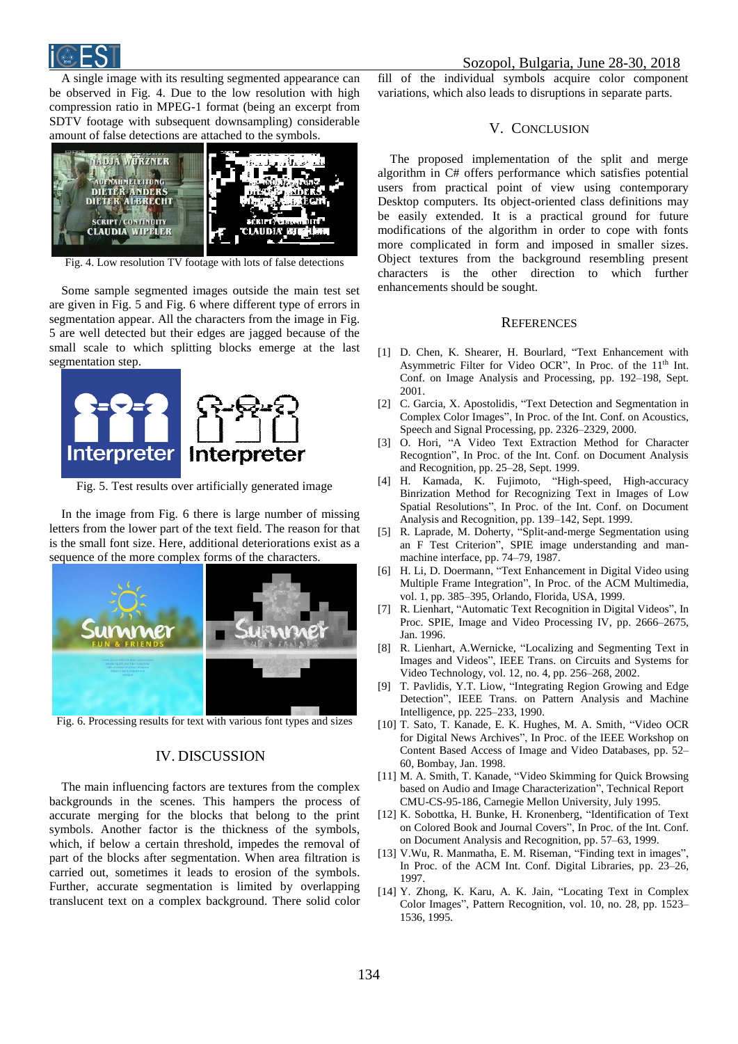A single image with its resulting segmented appearance can be observed in Fig. 4. Due to the low resolution with high compression ratio in MPEG-1 format (being an excerpt from SDTV footage with subsequent downsampling) considerable amount of false detections are attached to the symbols.

Fig. 4. Low resolution TV footage with lots of false detections

Some sample segmented images outside the main test set are given in Fig. 5 and Fig. 6 where different type of errors in segmentation appear. All the characters from the image in Fig. 5 are well detected but their edges are jagged because of the small scale to which splitting blocks emerge at the last segmentation step.

Fig. 5. Test results over artificially generated image

In the image from Fig. 6 there is large number of missing letters from the lower part of the text field. The reason for that is the small font size. Here, additional deteriorations exist as a sequence of the more complex forms of the characters.

Fig. 6. Processing results for text with various font types and sizes

## IV. DISCUSSION

The main influencing factors are textures from the complex backgrounds in the scenes. This hampers the process of accurate merging for the blocks that belong to the print symbols. Another factor is the thickness of the symbols, which, if below a certain threshold, impedes the removal of part of the blocks after segmentation. When area filtration is carried out, sometimes it leads to erosion of the symbols. Further, accurate segmentation is limited by overlapping translucent text on a complex background. There solid color fill of the individual symbols acquire color component variations, which also leads to disruptions in separate parts.

## V. CONCLUSION

The proposed implementation of the split and merge algorithm in C# offers performance which satisfies potential users from practical point of view using contemporary Desktop computers. Its object-oriented class definitions may be easily extended. It is a practical ground for future modifications of the algorithm in order to cope with fonts more complicated in form and imposed in smaller sizes. Object textures from the background resembling present characters is the other direction to which further enhancements should be sought.

## REFERENCES

[1] D. Chen, K. Shearer, H. Bourlard, “Text Enhancement with Asymmetric Filter for Video OCR”, In Proc. of the 11th Int. Conf. on Image Analysis and Processing, pp. 192–198, Sept. 2001.

[2] C. Garcia, X. Apostolidis, “Text Detection and Segmentation in Complex Color Images”, In Proc. of the Int. Conf. on Acoustics, Speech and Signal Processing, pp. 2326–2329, 2000.

[3] O. Hori, “A Video Text Extraction Method for Character Recogntion”, In Proc. of the Int. Conf. on Document Analysis and Recognition, pp. 25–28, Sept. 1999.

[4] H. Kamada, K. Fujimoto, “High-speed, High-accuracy Binrization Method for Recognizing Text in Images of Low Spatial Resolutions”, In Proc. of the Int. Conf. on Document Analysis and Recognition, pp. 139–142, Sept. 1999.

[5] R. Laprade, M. Doherty, “Split-and-merge Segmentation using an F Test Criterion”, SPIE image understanding and man-machine interface, pp. 74–79, 1987.

[6] H. Li, D. Doermann, “Text Enhancement in Digital Video using Multiple Frame Integration”, In Proc. of the ACM Multimedia, vol. 1, pp. 385–395, Orlando, Florida, USA, 1999.

[7] R. Lienhart, “Automatic Text Recognition in Digital Videos”, In Proc. SPIE, Image and Video Processing IV, pp. 2666–2675, Jan. 1996.

[8] R. Lienhart, A.Wernicke, “Localizing and Segmenting Text in Images and Videos”, IEEE Trans. on Circuits and Systems for Video Technology, vol. 12, no. 4, pp. 256–268, 2002.

[9] T. Pavlidis, Y.T. Liow, “Integrating Region Growing and Edge Detection”, IEEE Trans. on Pattern Analysis and Machine Intelligence, pp. 225–233, 1990.

[10] T. Sato, T. Kanade, E. K. Hughes, M. A. Smith, “Video OCR for Digital News Archives”, In Proc. of the IEEE Workshop on Content Based Access of Image and Video Databases, pp. 52–60, Bombay, Jan. 1998.

[11] M. A. Smith, T. Kanade, “Video Skimming for Quick Browsing based on Audio and Image Characterization”, Technical Report CMU-CS-95-186, Carnegie Mellon University, July 1995.

[12] K. Sobottka, H. Bunke, H. Kronenberg, “Identification of Text on Colored Book and Journal Covers”, In Proc. of the Int. Conf. on Document Analysis and Recognition, pp. 57–63, 1999.

[13] V.Wu, R. Manmatha, E. M. Riseman, “Finding text in images”, In Proc. of the ACM Int. Conf. Digital Libraries, pp. 23–26, 1997.

[14] Y. Zhong, K. Karu, A. K. Jain, “Locating Text in Complex Color Images”, Pattern Recognition, vol. 10, no. 28, pp. 1523–1536, 1995.